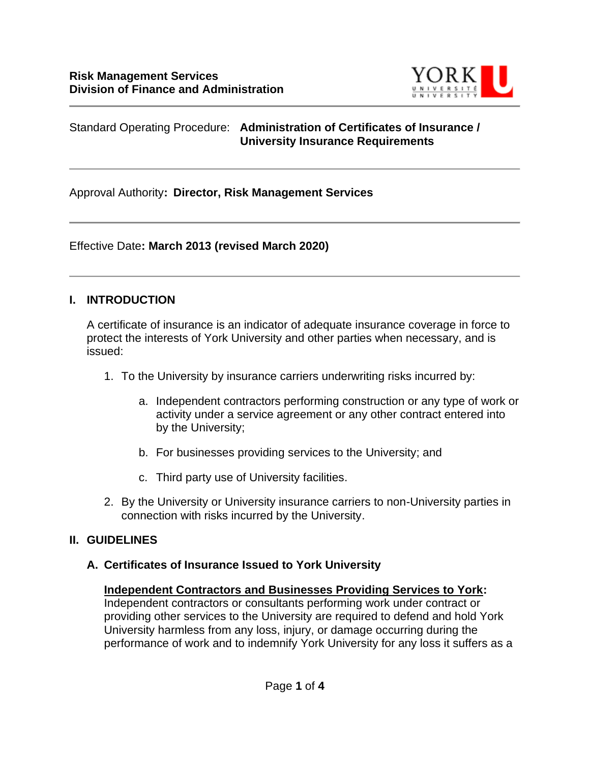**Risk Management Services**
**Division of Finance and Administration**

Standard Operating Procedure: **Administration of Certificates of Insurance / University Insurance Requirements**

---

Approval Authority**: Director, Risk Management Services**

---

Effective Date**: March 2013 (revised March 2020)**

---

## I. INTRODUCTION

A certificate of insurance is an indicator of adequate insurance coverage in force to protect the interests of York University and other parties when necessary, and is issued:

1. To the University by insurance carriers underwriting risks incurred by:

    a. Independent contractors performing construction or any type of work or activity under a service agreement or any other contract entered into by the University;

    b. For businesses providing services to the University; and

    c. Third party use of University facilities.

2. By the University or University insurance carriers to non-University parties in connection with risks incurred by the University.

## II. GUIDELINES

### A. Certificates of Insurance Issued to York University

**Independent Contractors and Businesses Providing Services to York:**
Independent contractors or consultants performing work under contract or providing other services to the University are required to defend and hold York University harmless from any loss, injury, or damage occurring during the performance of work and to indemnify York University for any loss it suffers as a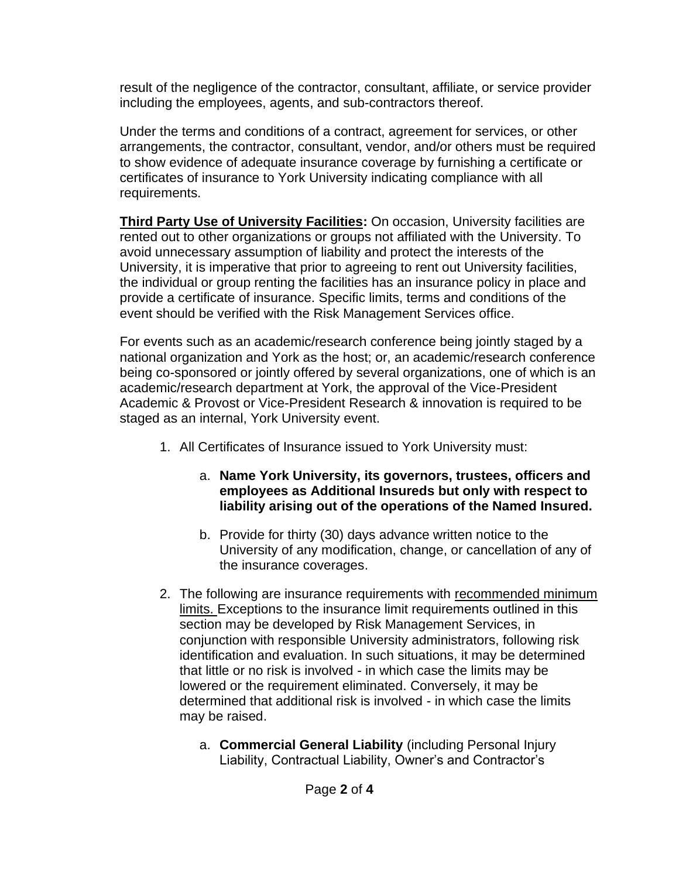result of the negligence of the contractor, consultant, affiliate, or service provider including the employees, agents, and sub-contractors thereof.

Under the terms and conditions of a contract, agreement for services, or other arrangements, the contractor, consultant, vendor, and/or others must be required to show evidence of adequate insurance coverage by furnishing a certificate or certificates of insurance to York University indicating compliance with all requirements.

**Third Party Use of University Facilities:** On occasion, University facilities are rented out to other organizations or groups not affiliated with the University. To avoid unnecessary assumption of liability and protect the interests of the University, it is imperative that prior to agreeing to rent out University facilities, the individual or group renting the facilities has an insurance policy in place and provide a certificate of insurance. Specific limits, terms and conditions of the event should be verified with the Risk Management Services office.

For events such as an academic/research conference being jointly staged by a national organization and York as the host; or, an academic/research conference being co-sponsored or jointly offered by several organizations, one of which is an academic/research department at York, the approval of the Vice-President Academic & Provost or Vice-President Research & innovation is required to be staged as an internal, York University event.

1. All Certificates of Insurance issued to York University must:

    a. **Name York University, its governors, trustees, officers and employees as Additional Insureds but only with respect to liability arising out of the operations of the Named Insured.**

    b. Provide for thirty (30) days advance written notice to the University of any modification, change, or cancellation of any of the insurance coverages.

2. The following are insurance requirements with recommended minimum limits. Exceptions to the insurance limit requirements outlined in this section may be developed by Risk Management Services, in conjunction with responsible University administrators, following risk identification and evaluation. In such situations, it may be determined that little or no risk is involved - in which case the limits may be lowered or the requirement eliminated. Conversely, it may be determined that additional risk is involved - in which case the limits may be raised.

    a. **Commercial General Liability** (including Personal Injury Liability, Contractual Liability, Owner's and Contractor's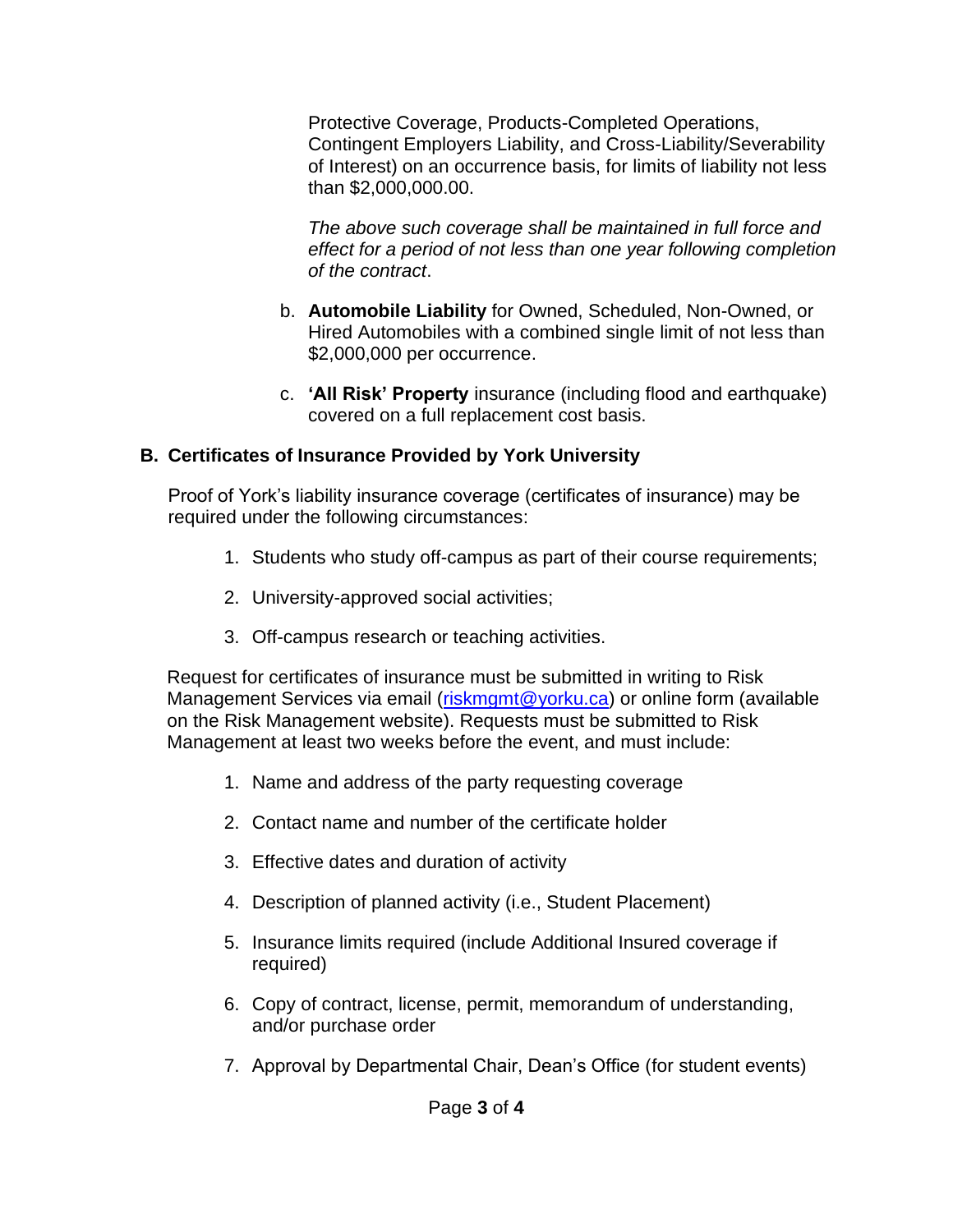Protective Coverage, Products-Completed Operations, Contingent Employers Liability, and Cross-Liability/Severability of Interest) on an occurrence basis, for limits of liability not less than $2,000,000.00.

*The above such coverage shall be maintained in full force and effect for a period of not less than one year following completion of the contract*.

b. **Automobile Liability** for Owned, Scheduled, Non-Owned, or Hired Automobiles with a combined single limit of not less than $2,000,000 per occurrence.

c. **'All Risk' Property** insurance (including flood and earthquake) covered on a full replacement cost basis.

### B. Certificates of Insurance Provided by York University

Proof of York's liability insurance coverage (certificates of insurance) may be required under the following circumstances:

1. Students who study off-campus as part of their course requirements;
2. University-approved social activities;
3. Off-campus research or teaching activities.

Request for certificates of insurance must be submitted in writing to Risk Management Services via email (riskmgmt@yorku.ca) or online form (available on the Risk Management website). Requests must be submitted to Risk Management at least two weeks before the event, and must include:

1. Name and address of the party requesting coverage
2. Contact name and number of the certificate holder
3. Effective dates and duration of activity
4. Description of planned activity (i.e., Student Placement)
5. Insurance limits required (include Additional Insured coverage if required)
6. Copy of contract, license, permit, memorandum of understanding, and/or purchase order
7. Approval by Departmental Chair, Dean's Office (for student events)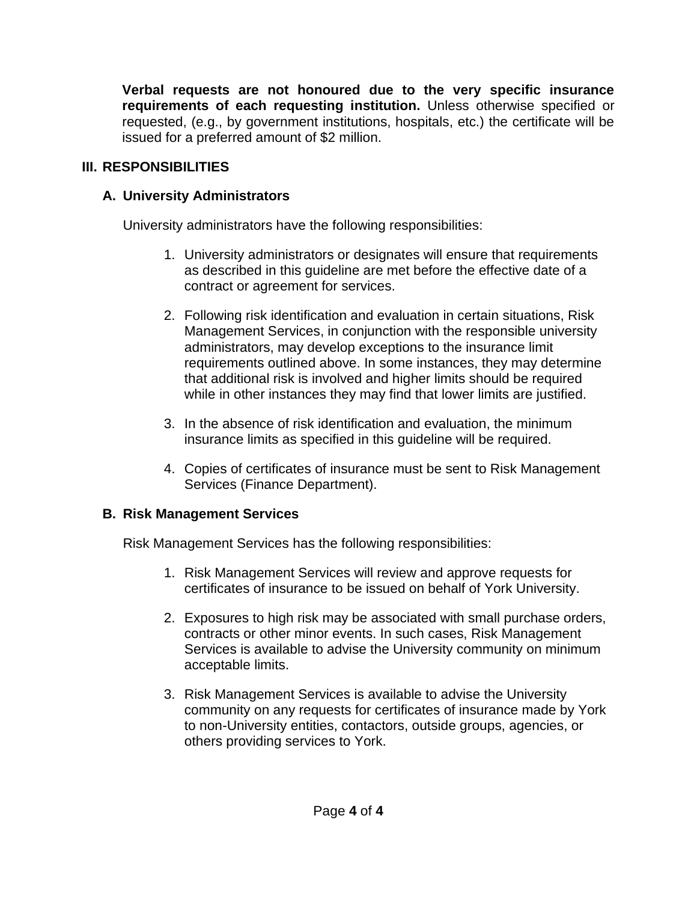**Verbal requests are not honoured due to the very specific insurance requirements of each requesting institution.** Unless otherwise specified or requested, (e.g., by government institutions, hospitals, etc.) the certificate will be issued for a preferred amount of $2 million.

## III. RESPONSIBILITIES

### A. University Administrators

University administrators have the following responsibilities:

1. University administrators or designates will ensure that requirements as described in this guideline are met before the effective date of a contract or agreement for services.

2. Following risk identification and evaluation in certain situations, Risk Management Services, in conjunction with the responsible university administrators, may develop exceptions to the insurance limit requirements outlined above. In some instances, they may determine that additional risk is involved and higher limits should be required while in other instances they may find that lower limits are justified.

3. In the absence of risk identification and evaluation, the minimum insurance limits as specified in this guideline will be required.

4. Copies of certificates of insurance must be sent to Risk Management Services (Finance Department).

### B. Risk Management Services

Risk Management Services has the following responsibilities:

1. Risk Management Services will review and approve requests for certificates of insurance to be issued on behalf of York University.

2. Exposures to high risk may be associated with small purchase orders, contracts or other minor events. In such cases, Risk Management Services is available to advise the University community on minimum acceptable limits.

3. Risk Management Services is available to advise the University community on any requests for certificates of insurance made by York to non-University entities, contactors, outside groups, agencies, or others providing services to York.